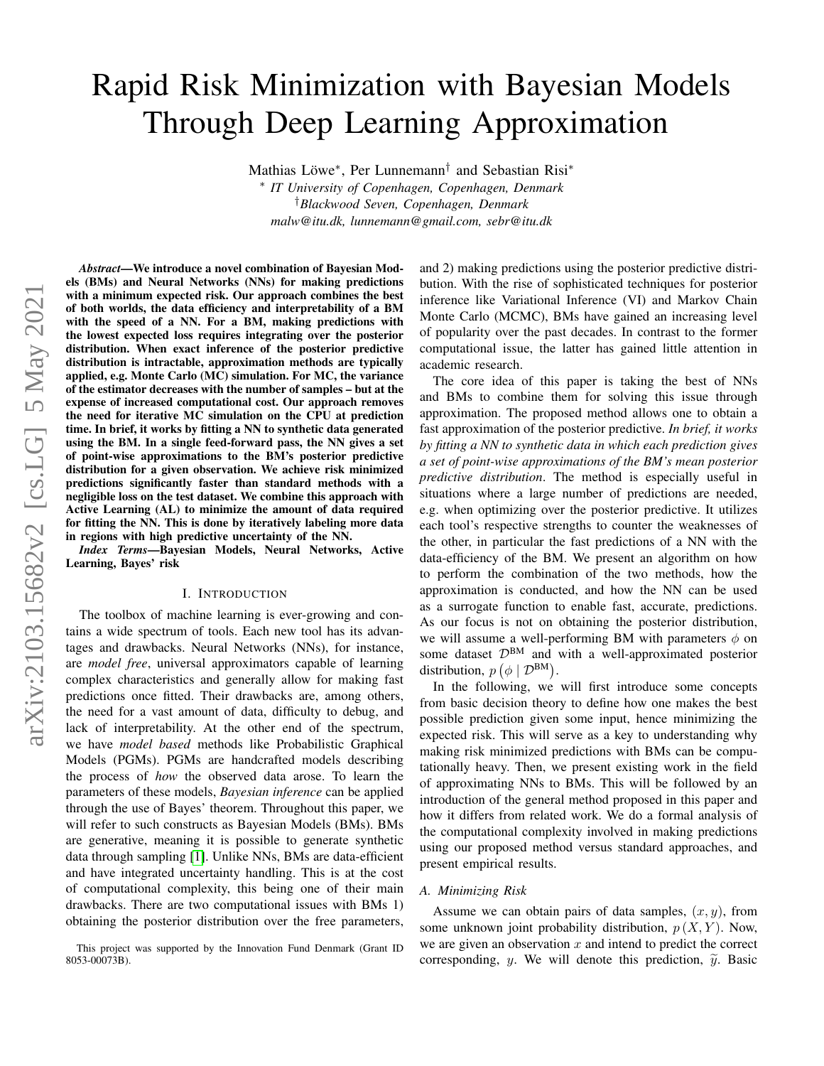# Rapid Risk Minimization with Bayesian Models Through Deep Learning Approximation

Mathias Löwe[*], Per Lunnemann[†] and Sebastian Risi[*]

[*] *IT University of Copenhagen, Copenhagen, Denmark*

[†] *Blackwood Seven, Copenhagen, Denmark*

*malw@itu.dk, lunnemann@gmail.com, sebr@itu.dk*

***Abstract*—We introduce a novel combination of Bayesian Models (BMs) and Neural Networks (NNs) for making predictions with a minimum expected risk. Our approach combines the best of both worlds, the data efficiency and interpretability of a BM with the speed of a NN. For a BM, making predictions with the lowest expected loss requires integrating over the posterior distribution. When exact inference of the posterior predictive distribution is intractable, approximation methods are typically applied, e.g. Monte Carlo (MC) simulation. For MC, the variance of the estimator decreases with the number of samples – but at the expense of increased computational cost. Our approach removes the need for iterative MC simulation on the CPU at prediction time. In brief, it works by fitting a NN to synthetic data generated using the BM. In a single feed-forward pass, the NN gives a set of point-wise approximations to the BM's posterior predictive distribution for a given observation. We achieve risk minimized predictions significantly faster than standard methods with a negligible loss on the test dataset. We combine this approach with Active Learning (AL) to minimize the amount of data required for fitting the NN. This is done by iteratively labeling more data in regions with high predictive uncertainty of the NN.**

***Index Terms*—Bayesian Models, Neural Networks, Active Learning, Bayes' risk**

## I. Introduction

The toolbox of machine learning is ever-growing and contains a wide spectrum of tools. Each new tool has its advantages and drawbacks. Neural Networks (NNs), for instance, are *model free*, universal approximators capable of learning complex characteristics and generally allow for making fast predictions once fitted. Their drawbacks are, among others, the need for a vast amount of data, difficulty to debug, and lack of interpretability. At the other end of the spectrum, we have *model based* methods like Probabilistic Graphical Models (PGMs). PGMs are handcrafted models describing the process of *how* the observed data arose. To learn the parameters of these models, *Bayesian inference* can be applied through the use of Bayes' theorem. Throughout this paper, we will refer to such constructs as Bayesian Models (BMs). BMs are generative, meaning it is possible to generate synthetic data through sampling [1]. Unlike NNs, BMs are data-efficient and have integrated uncertainty handling. This is at the cost of computational complexity, this being one of their main drawbacks. There are two computational issues with BMs 1) obtaining the posterior distribution over the free parameters, and 2) making predictions using the posterior predictive distribution. With the rise of sophisticated techniques for posterior inference like Variational Inference (VI) and Markov Chain Monte Carlo (MCMC), BMs have gained an increasing level of popularity over the past decades. In contrast to the former computational issue, the latter has gained little attention in academic research.

The core idea of this paper is taking the best of NNs and BMs to combine them for solving this issue through approximation. The proposed method allows one to obtain a fast approximation of the posterior predictive. *In brief, it works by fitting a NN to synthetic data in which each prediction gives a set of point-wise approximations of the BM's mean posterior predictive distribution*. The method is especially useful in situations where a large number of predictions are needed, e.g. when optimizing over the posterior predictive. It utilizes each tool's respective strengths to counter the weaknesses of the other, in particular the fast predictions of a NN with the data-efficiency of the BM. We present an algorithm on how to perform the combination of the two methods, how the approximation is conducted, and how the NN can be used as a surrogate function to enable fast, accurate, predictions. As our focus is not on obtaining the posterior distribution, we will assume a well-performing BM with parameters $\phi$ on some dataset $\mathcal{D}^{\text{BM}}$ and with a well-approximated posterior distribution, $p\left(\phi \mid \mathcal{D}^{\text{BM}}\right)$.

In the following, we will first introduce some concepts from basic decision theory to define how one makes the best possible prediction given some input, hence minimizing the expected risk. This will serve as a key to understanding why making risk minimized predictions with BMs can be computationally heavy. Then, we present existing work in the field of approximating NNs to BMs. This will be followed by an introduction of the general method proposed in this paper and how it differs from related work. We do a formal analysis of the computational complexity involved in making predictions using our proposed method versus standard approaches, and present empirical results.

### A. Minimizing Risk

Assume we can obtain pairs of data samples, $(x, y)$, from some unknown joint probability distribution, $p\left(X, Y\right)$. Now, we are given an observation $x$ and intend to predict the correct corresponding, $y$. We will denote this prediction, $\widetilde{y}$. Basic

This project was supported by the Innovation Fund Denmark (Grant ID 8053-00073B).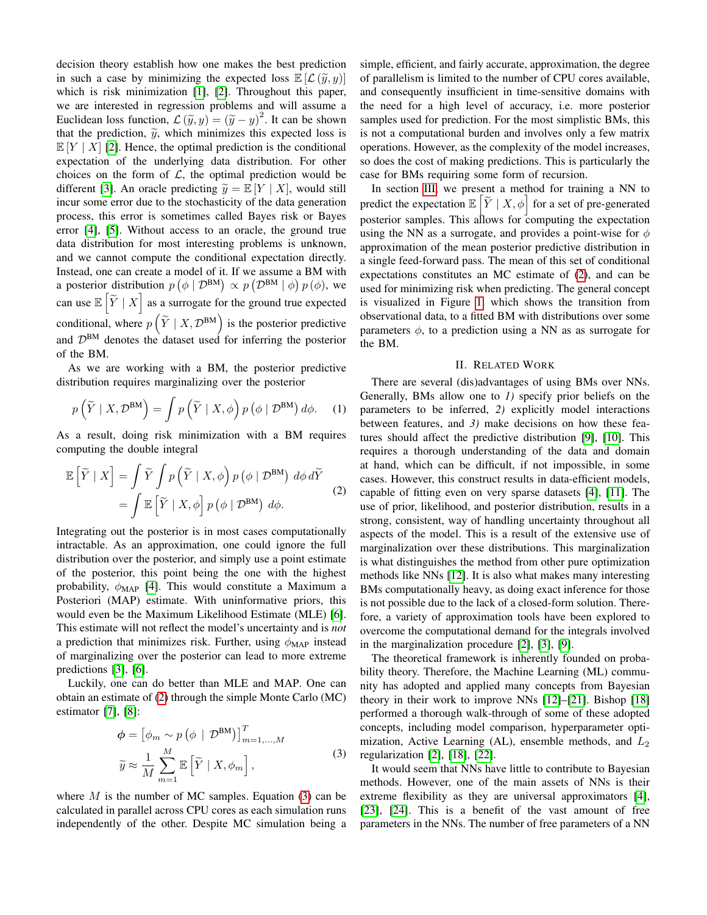decision theory establish how one makes the best prediction in such a case by minimizing the expected loss $\mathbb{E}\left[\mathcal{L}\left(\widetilde{y}, y\right)\right]$ which is risk minimization [1], [2]. Throughout this paper, we are interested in regression problems and will assume a Euclidean loss function, $\mathcal{L}\left(\widetilde{y}, y\right) = \left(\widetilde{y} - y\right)^2$. It can be shown that the prediction, $\widetilde{y}$, which minimizes this expected loss is $\mathbb{E}\left[Y \mid X\right]$ [2]. Hence, the optimal prediction is the conditional expectation of the underlying data distribution. For other choices on the form of $\mathcal{L}$, the optimal prediction would be different [3]. An oracle predicting $\widetilde{y} = \mathbb{E}\left[Y \mid X\right]$, would still incur some error due to the stochasticity of the data generation process, this error is sometimes called Bayes risk or Bayes error [4], [5]. Without access to an oracle, the ground true data distribution for most interesting problems is unknown, and we cannot compute the conditional expectation directly. Instead, one can create a model of it. If we assume a BM with a posterior distribution $p\left(\phi \mid \mathcal{D}^{\text{BM}}\right) \propto p\left(\mathcal{D}^{\text{BM}} \mid \phi\right) p\left(\phi\right)$, we can use $\mathbb{E}\left[\widetilde{Y} \mid X\right]$ as a surrogate for the ground true expected conditional, where $p\left(\widetilde{Y} \mid X, \mathcal{D}^{\text{BM}}\right)$ is the posterior predictive and $\mathcal{D}^{\text{BM}}$ denotes the dataset used for inferring the posterior of the BM.

As we are working with a BM, the posterior predictive distribution requires marginalizing over the posterior

$$p\left(\widetilde{Y} \mid X, \mathcal{D}^{\text{BM}}\right) = \int p\left(\widetilde{Y} \mid X, \phi\right) p\left(\phi \mid \mathcal{D}^{\text{BM}}\right) d\phi. \tag{1}$$

As a result, doing risk minimization with a BM requires computing the double integral

$$\begin{aligned}\mathbb{E}\left[\widetilde{Y} \mid X\right] &= \int \widetilde{Y} \int p\left(\widetilde{Y} \mid X, \phi\right) p\left(\phi \mid \mathcal{D}^{\text{BM}}\right)\, d\phi\, d\widetilde{Y} \\ &= \int \mathbb{E}\left[\widetilde{Y} \mid X, \phi\right] p\left(\phi \mid \mathcal{D}^{\text{BM}}\right)\, d\phi.\end{aligned} \tag{2}$$

Integrating out the posterior is in most cases computationally intractable. As an approximation, one could ignore the full distribution over the posterior, and simply use a point estimate of the posterior, this point being the one with the highest probability, $\phi_{\text{MAP}}$ [4]. This would constitute a Maximum a Posteriori (MAP) estimate. With uninformative priors, this would even be the Maximum Likelihood Estimate (MLE) [6]. This estimate will not reflect the model's uncertainty and is *not* a prediction that minimizes risk. Further, using $\phi_{\text{MAP}}$ instead of marginalizing over the posterior can lead to more extreme predictions [3], [6].

Luckily, one can do better than MLE and MAP. One can obtain an estimate of (2) through the simple Monte Carlo (MC) estimator [7], [8]:

$$\begin{aligned}\boldsymbol{\phi} &= \left[\phi_m \sim p\left(\phi \mid \mathcal{D}^{\text{BM}}\right)\right]^T_{m=1,\ldots,M} \\ \widetilde{y} &\approx \frac{1}{M}\sum_{m=1}^{M} \mathbb{E}\left[\widetilde{Y} \mid X, \phi_m\right],\end{aligned} \tag{3}$$

where $M$ is the number of MC samples. Equation (3) can be calculated in parallel across CPU cores as each simulation runs independently of the other. Despite MC simulation being a simple, efficient, and fairly accurate, approximation, the degree of parallelism is limited to the number of CPU cores available, and consequently insufficient in time-sensitive domains with the need for a high level of accuracy, i.e. more posterior samples used for prediction. For the most simplistic BMs, this is not a computational burden and involves only a few matrix operations. However, as the complexity of the model increases, so does the cost of making predictions. This is particularly the case for BMs requiring some form of recursion.

In section III, we present a method for training a NN to predict the expectation $\mathbb{E}\left[\widetilde{Y} \mid X, \phi\right]$ for a set of pre-generated posterior samples. This allows for computing the expectation using the NN as a surrogate, and provides a point-wise for $\phi$ approximation of the mean posterior predictive distribution in a single feed-forward pass. The mean of this set of conditional expectations constitutes an MC estimate of (2), and can be used for minimizing risk when predicting. The general concept is visualized in Figure 1, which shows the transition from observational data, to a fitted BM with distributions over some parameters $\phi$, to a prediction using a NN as as surrogate for the BM.

## II. Related Work

There are several (dis)advantages of using BMs over NNs. Generally, BMs allow one to *1)* specify prior beliefs on the parameters to be inferred, *2)* explicitly model interactions between features, and *3)* make decisions on how these features should affect the predictive distribution [9], [10]. This requires a thorough understanding of the data and domain at hand, which can be difficult, if not impossible, in some cases. However, this construct results in data-efficient models, capable of fitting even on very sparse datasets [4], [11]. The use of prior, likelihood, and posterior distribution, results in a strong, consistent, way of handling uncertainty throughout all aspects of the model. This is a result of the extensive use of marginalization over these distributions. This marginalization is what distinguishes the method from other pure optimization methods like NNs [12]. It is also what makes many interesting BMs computationally heavy, as doing exact inference for those is not possible due to the lack of a closed-form solution. Therefore, a variety of approximation tools have been explored to overcome the computational demand for the integrals involved in the marginalization procedure [2], [3], [9].

The theoretical framework is inherently founded on probability theory. Therefore, the Machine Learning (ML) community has adopted and applied many concepts from Bayesian theory in their work to improve NNs [12]–[21]. Bishop [18] performed a thorough walk-through of some of these adopted concepts, including model comparison, hyperparameter optimization, Active Learning (AL), ensemble methods, and $L_2$ regularization [2], [18], [22].

It would seem that NNs have little to contribute to Bayesian methods. However, one of the main assets of NNs is their extreme flexibility as they are universal approximators [4], [23], [24]. This is a benefit of the vast amount of free parameters in the NNs. The number of free parameters of a NN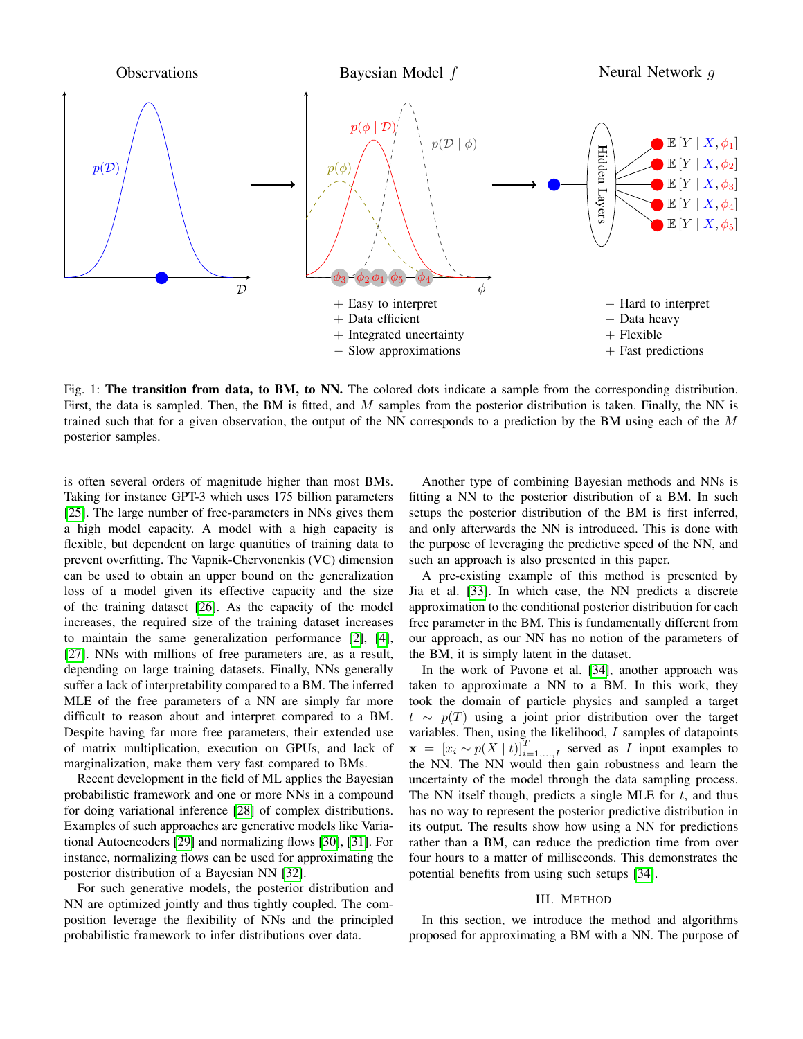Observations

Bayesian Model $f$

Neural Network $g$

+ Easy to interpret
+ Data efficient
+ Integrated uncertainty
− Slow approximations

− Hard to interpret
− Data heavy
+ Flexible
+ Fast predictions

Fig. 1: **The transition from data, to BM, to NN.** The colored dots indicate a sample from the corresponding distribution. First, the data is sampled. Then, the BM is fitted, and $M$ samples from the posterior distribution is taken. Finally, the NN is trained such that for a given observation, the output of the NN corresponds to a prediction by the BM using each of the $M$ posterior samples.

is often several orders of magnitude higher than most BMs. Taking for instance GPT-3 which uses 175 billion parameters [25]. The large number of free-parameters in NNs gives them a high model capacity. A model with a high capacity is flexible, but dependent on large quantities of training data to prevent overfitting. The Vapnik-Chervonenkis (VC) dimension can be used to obtain an upper bound on the generalization loss of a model given its effective capacity and the size of the training dataset [26]. As the capacity of the model increases, the required size of the training dataset increases to maintain the same generalization performance [2], [4], [27]. NNs with millions of free parameters are, as a result, depending on large training datasets. Finally, NNs generally suffer a lack of interpretability compared to a BM. The inferred MLE of the free parameters of a NN are simply far more difficult to reason about and interpret compared to a BM. Despite having far more free parameters, their extended use of matrix multiplication, execution on GPUs, and lack of marginalization, make them very fast compared to BMs.

Recent development in the field of ML applies the Bayesian probabilistic framework and one or more NNs in a compound for doing variational inference [28] of complex distributions. Examples of such approaches are generative models like Variational Autoencoders [29] and normalizing flows [30], [31]. For instance, normalizing flows can be used for approximating the posterior distribution of a Bayesian NN [32].

For such generative models, the posterior distribution and NN are optimized jointly and thus tightly coupled. The composition leverage the flexibility of NNs and the principled probabilistic framework to infer distributions over data.

Another type of combining Bayesian methods and NNs is fitting a NN to the posterior distribution of a BM. In such setups the posterior distribution of the BM is first inferred, and only afterwards the NN is introduced. This is done with the purpose of leveraging the predictive speed of the NN, and such an approach is also presented in this paper.

A pre-existing example of this method is presented by Jia et al. [33]. In which case, the NN predicts a discrete approximation to the conditional posterior distribution for each free parameter in the BM. This is fundamentally different from our approach, as our NN has no notion of the parameters of the BM, it is simply latent in the dataset.

In the work of Pavone et al. [34], another approach was taken to approximate a NN to a BM. In this work, they took the domain of particle physics and sampled a target $t \sim p(T)$ using a joint prior distribution over the target variables. Then, using the likelihood, $I$ samples of datapoints $\mathbf{x} = [x_i \sim p(X \mid t)]^T_{i=1,\dots,I}$ served as $I$ input examples to the NN. The NN would then gain robustness and learn the uncertainty of the model through the data sampling process. The NN itself though, predicts a single MLE for $t$, and thus has no way to represent the posterior predictive distribution in its output. The results show how using a NN for predictions rather than a BM, can reduce the prediction time from over four hours to a matter of milliseconds. This demonstrates the potential benefits from using such setups [34].

## III. Method

In this section, we introduce the method and algorithms proposed for approximating a BM with a NN. The purpose of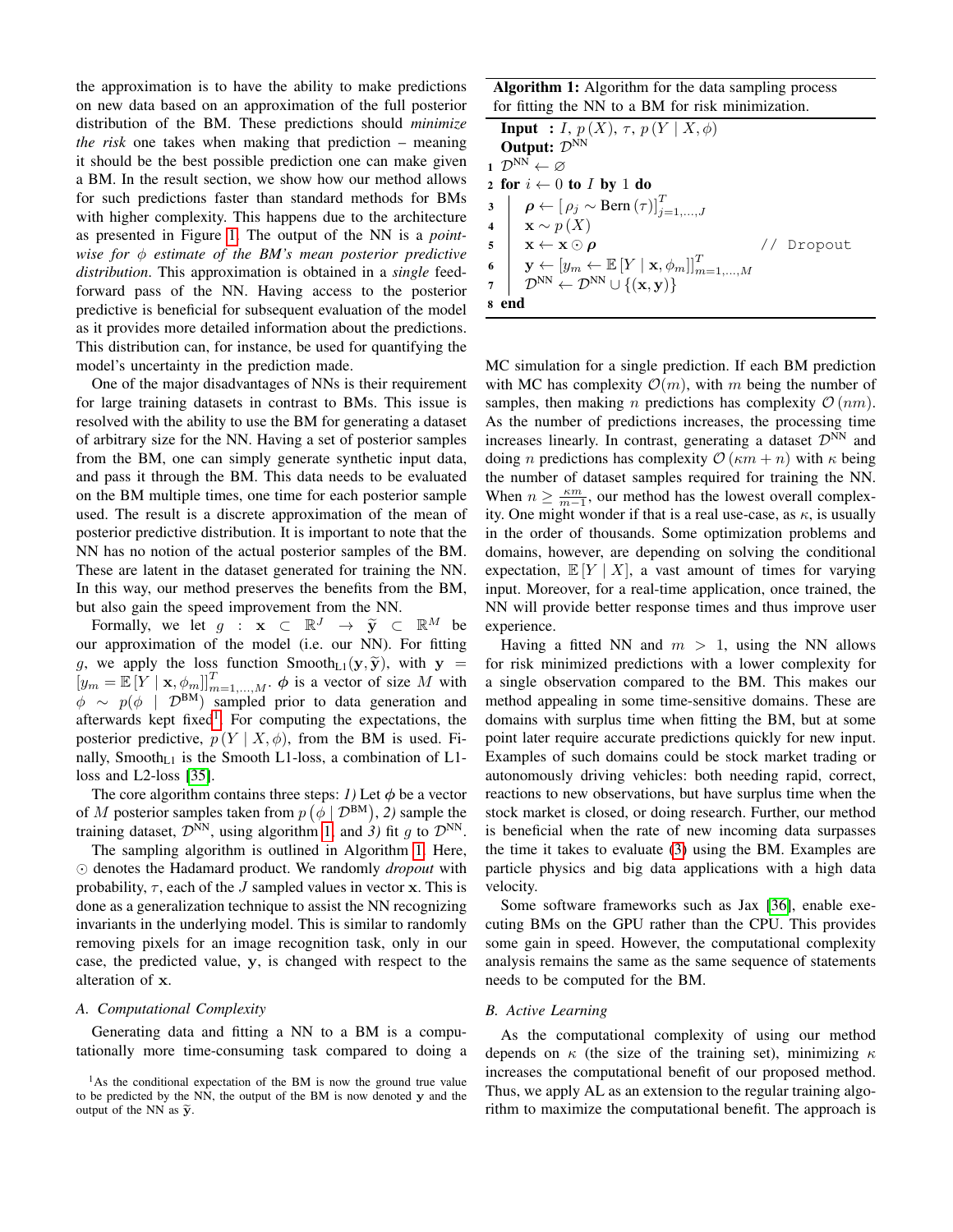the approximation is to have the ability to make predictions on new data based on an approximation of the full posterior distribution of the BM. These predictions should *minimize the risk* one takes when making that prediction – meaning it should be the best possible prediction one can make given a BM. In the result section, we show how our method allows for such predictions faster than standard methods for BMs with higher complexity. This happens due to the architecture as presented in Figure 1. The output of the NN is a *point-wise for $\phi$ estimate of the BM's mean posterior predictive distribution*. This approximation is obtained in a *single* feed-forward pass of the NN. Having access to the posterior predictive is beneficial for subsequent evaluation of the model as it provides more detailed information about the predictions. This distribution can, for instance, be used for quantifying the model's uncertainty in the prediction made.

One of the major disadvantages of NNs is their requirement for large training datasets in contrast to BMs. This issue is resolved with the ability to use the BM for generating a dataset of arbitrary size for the NN. Having a set of posterior samples from the BM, one can simply generate synthetic input data, and pass it through the BM. This data needs to be evaluated on the BM multiple times, one time for each posterior sample used. The result is a discrete approximation of the mean of posterior predictive distribution. It is important to note that the NN has no notion of the actual posterior samples of the BM. These are latent in the dataset generated for training the NN. In this way, our method preserves the benefits from the BM, but also gain the speed improvement from the NN.

Formally, we let $g : \mathbf{x} \subset \mathbb{R}^J \rightarrow \widetilde{\mathbf{y}} \subset \mathbb{R}^M$ be our approximation of the model (i.e. our NN). For fitting $g$, we apply the loss function $\text{Smooth}_{\text{L1}}(\mathbf{y}, \widetilde{\mathbf{y}})$, with $\mathbf{y} = [y_m = \mathbb{E}[Y \mid \mathbf{x}, \phi_m]]^T_{m=1,\ldots,M}$. $\boldsymbol{\phi}$ is a vector of size $M$ with $\phi \sim p(\phi \mid \mathcal{D}^{\text{BM}})$ sampled prior to data generation and afterwards kept fixed[1]. For computing the expectations, the posterior predictive, $p(Y \mid X, \phi)$, from the BM is used. Finally, $\text{Smooth}_{\text{L1}}$ is the Smooth L1-loss, a combination of L1-loss and L2-loss [35].

The core algorithm contains three steps: *1)* Let $\boldsymbol{\phi}$ be a vector of $M$ posterior samples taken from $p(\phi \mid \mathcal{D}^{\text{BM}})$, *2)* sample the training dataset, $\mathcal{D}^{\text{NN}}$, using algorithm 1, and *3)* fit $g$ to $\mathcal{D}^{\text{NN}}$.

The sampling algorithm is outlined in Algorithm 1. Here, $\odot$ denotes the Hadamard product. We randomly *dropout* with probability, $\tau$, each of the $J$ sampled values in vector $\mathbf{x}$. This is done as a generalization technique to assist the NN recognizing invariants in the underlying model. This is similar to randomly removing pixels for an image recognition task, only in our case, the predicted value, $\mathbf{y}$, is changed with respect to the alteration of $\mathbf{x}$.

**Algorithm 1:** Algorithm for the data sampling process for fitting the NN to a BM for risk minimization.

```
Input  : I, p(X), τ, p(Y | X, φ)
Output: D^NN
1 D^NN ← ∅
2 for i ← 0 to I by 1 do
3     ρ ← [ρ_j ~ Bern(τ)]^T_{j=1,...,J}
4     x ~ p(X)
5     x ← x ⊙ ρ                              // Dropout
6     y ← [y_m ← E[Y | x, φ_m]]^T_{m=1,...,M}
7     D^NN ← D^NN ∪ {(x, y)}
8 end
```

### A. Computational Complexity

Generating data and fitting a NN to a BM is a computationally more time-consuming task compared to doing a MC simulation for a single prediction. If each BM prediction with MC has complexity $\mathcal{O}(m)$, with $m$ being the number of samples, then making $n$ predictions has complexity $\mathcal{O}(nm)$. As the number of predictions increases, the processing time increases linearly. In contrast, generating a dataset $\mathcal{D}^{\text{NN}}$ and doing $n$ predictions has complexity $\mathcal{O}(\kappa m + n)$ with $\kappa$ being the number of dataset samples required for training the NN. When $n \geq \frac{\kappa m}{m-1}$, our method has the lowest overall complexity. One might wonder if that is a real use-case, as $\kappa$, is usually in the order of thousands. Some optimization problems and domains, however, are depending on solving the conditional expectation, $\mathbb{E}[Y \mid X]$, a vast amount of times for varying input. Moreover, for a real-time application, once trained, the NN will provide better response times and thus improve user experience.

Having a fitted NN and $m > 1$, using the NN allows for risk minimized predictions with a lower complexity for a single observation compared to the BM. This makes our method appealing in some time-sensitive domains. These are domains with surplus time when fitting the BM, but at some point later require accurate predictions quickly for new input. Examples of such domains could be stock market trading or autonomously driving vehicles: both needing rapid, correct, reactions to new observations, but have surplus time when the stock market is closed, or doing research. Further, our method is beneficial when the rate of new incoming data surpasses the time it takes to evaluate (3) using the BM. Examples are particle physics and big data applications with a high data velocity.

Some software frameworks such as Jax [36], enable executing BMs on the GPU rather than the CPU. This provides some gain in speed. However, the computational complexity analysis remains the same as the same sequence of statements needs to be computed for the BM.

### B. Active Learning

As the computational complexity of using our method depends on $\kappa$ (the size of the training set), minimizing $\kappa$ increases the computational benefit of our proposed method. Thus, we apply AL as an extension to the regular training algorithm to maximize the computational benefit. The approach is

[1] As the conditional expectation of the BM is now the ground true value to be predicted by the NN, the output of the BM is now denoted $\mathbf{y}$ and the output of the NN as $\widetilde{\mathbf{y}}$.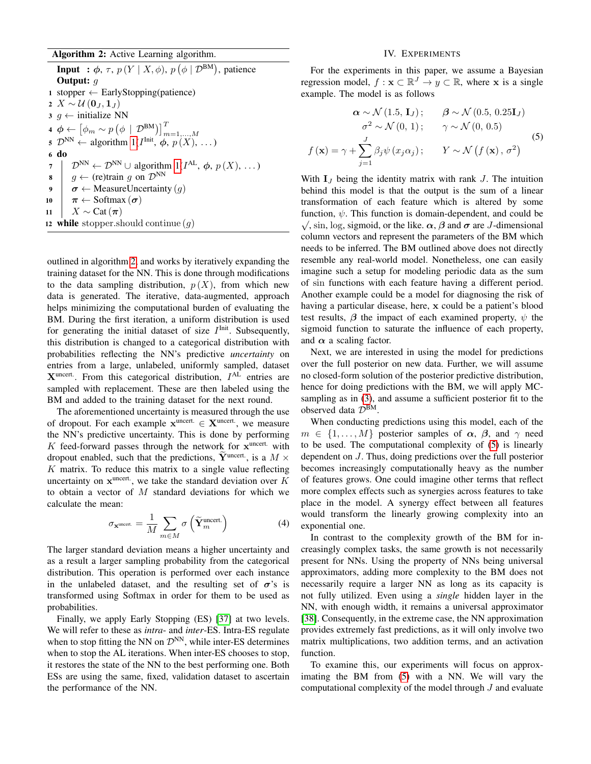**Algorithm 2:** Active Learning algorithm.

```
Input  : φ, τ, p(Y | X, φ), p(φ | D^BM), patience
Output: g
1  stopper ← EarlyStopping(patience)
2  X ~ U(0_J, 1_J)
3  g ← initialize NN
4  φ ← [φ_m ~ p(φ | D^BM)]^T_{m=1,...,M}
5  D^NN ← algorithm 1(I^Init, φ, p(X), ...)
6  do
7      D^NN ← D^NN ∪ algorithm 1(I^AL, φ, p(X), ...)
8      g ← (re)train g on D^NN
9      σ ← MeasureUncertainty(g)
10     π ← Softmax(σ)
11     X ~ Cat(π)
12 while stopper.should continue(g)
```

outlined in algorithm 2 and works by iteratively expanding the training dataset for the NN. This is done through modifications to the data sampling distribution, $p(X)$, from which new data is generated. The iterative, data-augmented, approach helps minimizing the computational burden of evaluating the BM. During the first iteration, a uniform distribution is used for generating the initial dataset of size $I^{\text{Init}}$. Subsequently, this distribution is changed to a categorical distribution with probabilities reflecting the NN's predictive *uncertainty* on entries from a large, unlabeled, uniformly sampled, dataset $\mathbf{X}^{\text{uncert.}}$. From this categorical distribution, $I^{\text{AL}}$ entries are sampled with replacement. These are then labeled using the BM and added to the training dataset for the next round.

The aforementioned uncertainty is measured through the use of dropout. For each example $\mathbf{x}^{\text{uncert.}} \in \mathbf{X}^{\text{uncert.}}$, we measure the NN's predictive uncertainty. This is done by performing $K$ feed-forward passes through the network for $\mathbf{x}^{\text{uncert.}}$ with dropout enabled, such that the predictions, $\widetilde{\mathbf{Y}}^{\text{uncert.}}$, is a $M \times K$ matrix. To reduce this matrix to a single value reflecting uncertainty on $\mathbf{x}^{\text{uncert.}}$, we take the standard deviation over $K$ to obtain a vector of $M$ standard deviations for which we calculate the mean:

$$\sigma_{\mathbf{x}^{\text{uncert.}}} = \frac{1}{M} \sum_{m \in M} \sigma\left(\widetilde{\mathbf{Y}}^{\text{uncert.}}_m\right) \tag{4}$$

The larger standard deviation means a higher uncertainty and as a result a larger sampling probability from the categorical distribution. This operation is performed over each instance in the unlabeled dataset, and the resulting set of $\boldsymbol{\sigma}$'s is transformed using Softmax in order for them to be used as probabilities.

Finally, we apply Early Stopping (ES) [37] at two levels. We will refer to these as *intra*- and *inter*-ES. Intra-ES regulate when to stop fitting the NN on $\mathcal{D}^{\text{NN}}$, while inter-ES determines when to stop the AL iterations. When inter-ES chooses to stop, it restores the state of the NN to the best performing one. Both ESs are using the same, fixed, validation dataset to ascertain the performance of the NN.

## IV. Experiments

For the experiments in this paper, we assume a Bayesian regression model, $f : \mathbf{x} \subset \mathbb{R}^J \to y \subset \mathbb{R}$, where $\mathbf{x}$ is a single example. The model is as follows

$$\begin{aligned}
\boldsymbol{\alpha} \sim \mathcal{N}\left(1.5,\, \mathbf{I}_J\right); \qquad & \boldsymbol{\beta} \sim \mathcal{N}\left(0.5,\, 0.25\mathbf{I}_J\right) \\
\sigma^2 \sim \mathcal{N}\left(0,\, 1\right); \qquad & \gamma \sim \mathcal{N}\left(0,\, 0.5\right) \\
f\left(\mathbf{x}\right) = \gamma + \sum_{j=1}^{J} \beta_j \psi\left(x_j \alpha_j\right); \qquad & Y \sim \mathcal{N}\left(f\left(\mathbf{x}\right),\, \sigma^2\right)
\end{aligned} \tag{5}$$

With $\mathbf{I}_J$ being the identity matrix with rank $J$. The intuition behind this model is that the output is the sum of a linear transformation of each feature which is altered by some function, $\psi$. This function is domain-dependent, and could be $\sqrt{}$, sin, log, sigmoid, or the like. $\boldsymbol{\alpha}$, $\boldsymbol{\beta}$ and $\boldsymbol{\sigma}$ are $J$-dimensional column vectors and represent the parameters of the BM which needs to be inferred. The BM outlined above does not directly resemble any real-world model. Nonetheless, one can easily imagine such a setup for modeling periodic data as the sum of sin functions with each feature having a different period. Another example could be a model for diagnosing the risk of having a particular disease, here, $\mathbf{x}$ could be a patient's blood test results, $\boldsymbol{\beta}$ the impact of each examined property, $\psi$ the sigmoid function to saturate the influence of each property, and $\boldsymbol{\alpha}$ a scaling factor.

Next, we are interested in using the model for predictions over the full posterior on new data. Further, we will assume no closed-form solution of the posterior predictive distribution, hence for doing predictions with the BM, we will apply MC-sampling as in (3), and assume a sufficient posterior fit to the observed data $\mathcal{D}^{\text{BM}}$.

When conducting predictions using this model, each of the $m \in \{1, \ldots, M\}$ posterior samples of $\boldsymbol{\alpha}$, $\boldsymbol{\beta}$, and $\gamma$ need to be used. The computational complexity of (5) is linearly dependent on $J$. Thus, doing predictions over the full posterior becomes increasingly computationally heavy as the number of features grows. One could imagine other terms that reflect more complex effects such as synergies across features to take place in the model. A synergy effect between all features would transform the linearly growing complexity into an exponential one.

In contrast to the complexity growth of the BM for increasingly complex tasks, the same growth is not necessarily present for NNs. Using the property of NNs being universal approximators, adding more complexity to the BM does not necessarily require a larger NN as long as its capacity is not fully utilized. Even using a *single* hidden layer in the NN, with enough width, it remains a universal approximator [38]. Consequently, in the extreme case, the NN approximation provides extremely fast predictions, as it will only involve two matrix multiplications, two addition terms, and an activation function.

To examine this, our experiments will focus on approximating the BM from (5) with a NN. We will vary the computational complexity of the model through $J$ and evaluate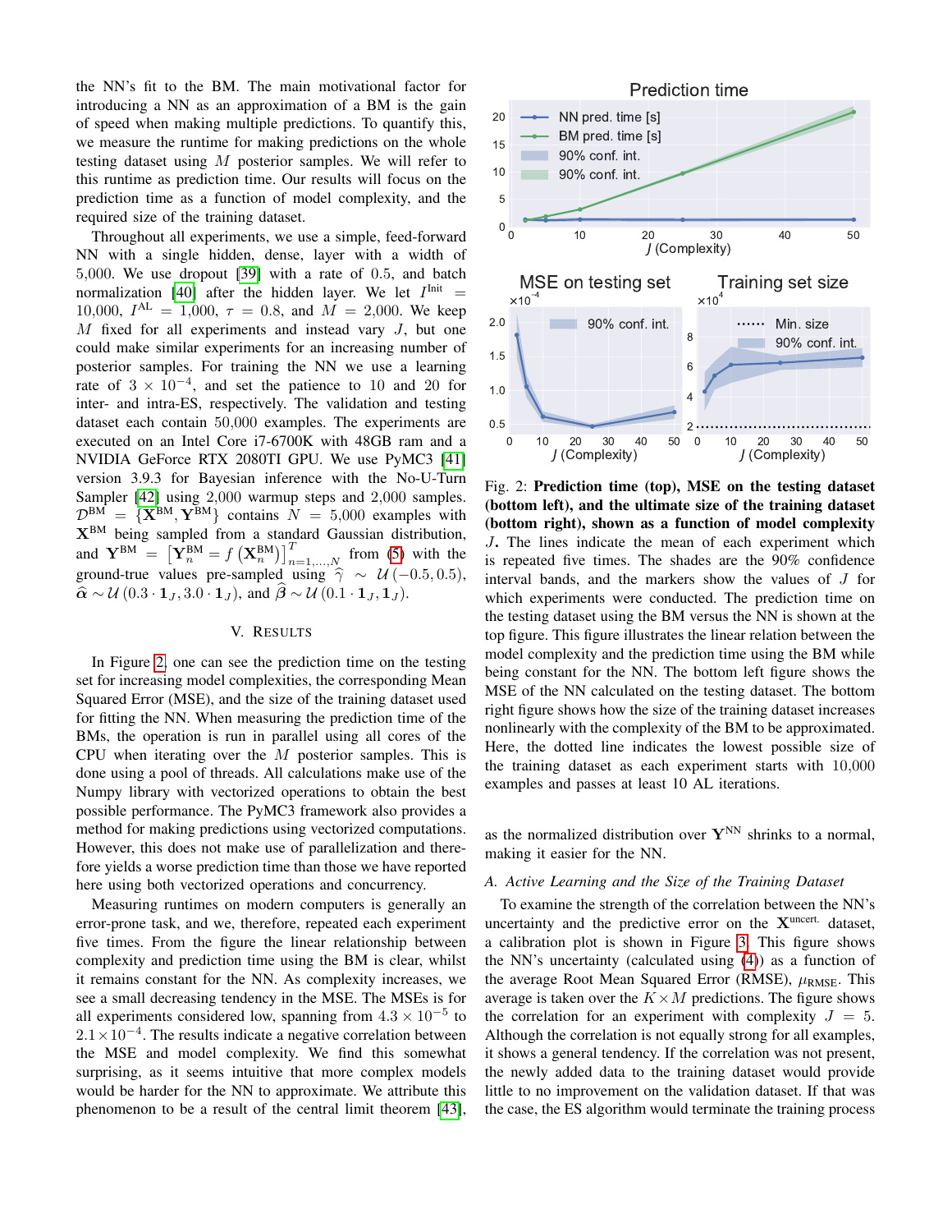the NN's fit to the BM. The main motivational factor for introducing a NN as an approximation of a BM is the gain of speed when making multiple predictions. To quantify this, we measure the runtime for making predictions on the whole testing dataset using $M$ posterior samples. We will refer to this runtime as prediction time. Our results will focus on the prediction time as a function of model complexity, and the required size of the training dataset.

Throughout all experiments, we use a simple, feed-forward NN with a single hidden, dense, layer with a width of 5,000. We use dropout [39] with a rate of 0.5, and batch normalization [40] after the hidden layer. We let $I^{\text{Init}} = 10{,}000$, $I^{\text{AL}} = 1{,}000$, $\tau = 0.8$, and $M = 2{,}000$. We keep $M$ fixed for all experiments and instead vary $J$, but one could make similar experiments for an increasing number of posterior samples. For training the NN we use a learning rate of $3 \times 10^{-4}$, and set the patience to 10 and 20 for inter- and intra-ES, respectively. The validation and testing dataset each contain 50,000 examples. The experiments are executed on an Intel Core i7-6700K with 48GB ram and a NVIDIA GeForce RTX 2080TI GPU. We use PyMC3 [41] version 3.9.3 for Bayesian inference with the No-U-Turn Sampler [42] using 2,000 warmup steps and 2,000 samples. $\mathcal{D}^{\text{BM}} = \{\mathbf{X}^{\text{BM}}, \mathbf{Y}^{\text{BM}}\}$ contains $N = 5{,}000$ examples with $\mathbf{X}^{\text{BM}}$ being sampled from a standard Gaussian distribution, and $\mathbf{Y}^{\text{BM}} = \left[\mathbf{Y}_n^{\text{BM}} = f\left(\mathbf{X}_n^{\text{BM}}\right)\right]_{n=1,\dots,N}^{T}$ from (5) with the ground-true values pre-sampled using $\widehat{\gamma} \sim \mathcal{U}(-0.5, 0.5)$, $\widehat{\boldsymbol{\alpha}} \sim \mathcal{U}(0.3 \cdot \mathbf{1}_J, 3.0 \cdot \mathbf{1}_J)$, and $\widehat{\boldsymbol{\beta}} \sim \mathcal{U}(0.1 \cdot \mathbf{1}_J, \mathbf{1}_J)$.

## V. Results

In Figure 2, one can see the prediction time on the testing set for increasing model complexities, the corresponding Mean Squared Error (MSE), and the size of the training dataset used for fitting the NN. When measuring the prediction time of the BMs, the operation is run in parallel using all cores of the CPU when iterating over the $M$ posterior samples. This is done using a pool of threads. All calculations make use of the Numpy library with vectorized operations to obtain the best possible performance. The PyMC3 framework also provides a method for making predictions using vectorized computations. However, this does not make use of parallelization and therefore yields a worse prediction time than those we have reported here using both vectorized operations and concurrency.

Measuring runtimes on modern computers is generally an error-prone task, and we, therefore, repeated each experiment five times. From the figure the linear relationship between complexity and prediction time using the BM is clear, whilst it remains constant for the NN. As complexity increases, we see a small decreasing tendency in the MSE. The MSEs is for all experiments considered low, spanning from $4.3 \times 10^{-5}$ to $2.1 \times 10^{-4}$. The results indicate a negative correlation between the MSE and model complexity. We find this somewhat surprising, as it seems intuitive that more complex models would be harder for the NN to approximate. We attribute this phenomenon to be a result of the central limit theorem [43], as the normalized distribution over $\mathbf{Y}^{\text{NN}}$ shrinks to a normal, making it easier for the NN.

Fig. 2: **Prediction time (top), MSE on the testing dataset (bottom left), and the ultimate size of the training dataset (bottom right), shown as a function of model complexity $J$.** The lines indicate the mean of each experiment which is repeated five times. The shades are the 90% confidence interval bands, and the markers show the values of $J$ for which experiments were conducted. The prediction time on the testing dataset using the BM versus the NN is shown at the top figure. This figure illustrates the linear relation between the model complexity and the prediction time using the BM while being constant for the NN. The bottom left figure shows the MSE of the NN calculated on the testing dataset. The bottom right figure shows how the size of the training dataset increases nonlinearly with the complexity of the BM to be approximated. Here, the dotted line indicates the lowest possible size of the training dataset as each experiment starts with 10,000 examples and passes at least 10 AL iterations.

### A. Active Learning and the Size of the Training Dataset

To examine the strength of the correlation between the NN's uncertainty and the predictive error on the $\mathbf{X}^{\text{uncert.}}$ dataset, a calibration plot is shown in Figure 3. This figure shows the NN's uncertainty (calculated using (4)) as a function of the average Root Mean Squared Error (RMSE), $\mu_{\text{RMSE}}$. This average is taken over the $K \times M$ predictions. The figure shows the correlation for an experiment with complexity $J = 5$. Although the correlation is not equally strong for all examples, it shows a general tendency. If the correlation was not present, the newly added data to the training dataset would provide little to no improvement on the validation dataset. If that was the case, the ES algorithm would terminate the training process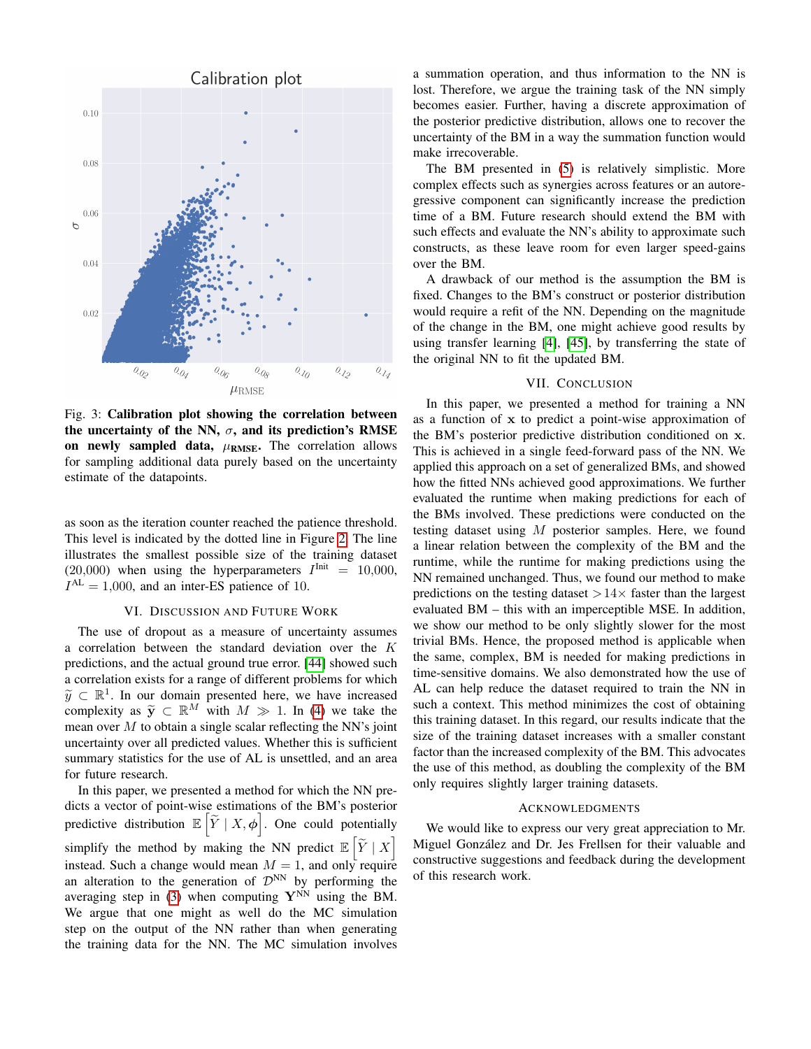Fig. 3: **Calibration plot showing the correlation between the uncertainty of the NN, $\sigma$, and its prediction's RMSE on newly sampled data, $\mu_{\text{RMSE}}$.** The correlation allows for sampling additional data purely based on the uncertainty estimate of the datapoints.

as soon as the iteration counter reached the patience threshold. This level is indicated by the dotted line in Figure 2. The line illustrates the smallest possible size of the training dataset (20,000) when using the hyperparameters $I^{\text{Init}} = 10{,}000$, $I^{\text{AL}} = 1{,}000$, and an inter-ES patience of 10.

## VI. Discussion and Future Work

The use of dropout as a measure of uncertainty assumes a correlation between the standard deviation over the $K$ predictions, and the actual ground true error. [44] showed such a correlation exists for a range of different problems for which $\widetilde{y} \subset \mathbb{R}^1$. In our domain presented here, we have increased complexity as $\widetilde{\mathbf{y}} \subset \mathbb{R}^M$ with $M \gg 1$. In (4) we take the mean over $M$ to obtain a single scalar reflecting the NN's joint uncertainty over all predicted values. Whether this is sufficient summary statistics for the use of AL is unsettled, and an area for future research.

In this paper, we presented a method for which the NN predicts a vector of point-wise estimations of the BM's posterior predictive distribution $\mathbb{E}\left[\widetilde{Y} \mid X, \phi\right]$. One could potentially simplify the method by making the NN predict $\mathbb{E}\left[\widetilde{Y} \mid X\right]$ instead. Such a change would mean $M = 1$, and only require an alteration to the generation of $\mathcal{D}^{\text{NN}}$ by performing the averaging step in (3) when computing $\mathbf{Y}^{\text{NN}}$ using the BM. We argue that one might as well do the MC simulation step on the output of the NN rather than when generating the training data for the NN. The MC simulation involves a summation operation, and thus information to the NN is lost. Therefore, we argue the training task of the NN simply becomes easier. Further, having a discrete approximation of the posterior predictive distribution, allows one to recover the uncertainty of the BM in a way the summation function would make irrecoverable.

The BM presented in (5) is relatively simplistic. More complex effects such as synergies across features or an autoregressive component can significantly increase the prediction time of a BM. Future research should extend the BM with such effects and evaluate the NN's ability to approximate such constructs, as these leave room for even larger speed-gains over the BM.

A drawback of our method is the assumption the BM is fixed. Changes to the BM's construct or posterior distribution would require a refit of the NN. Depending on the magnitude of the change in the BM, one might achieve good results by using transfer learning [4], [45], by transferring the state of the original NN to fit the updated BM.

## VII. Conclusion

In this paper, we presented a method for training a NN as a function of $\mathbf{x}$ to predict a point-wise approximation of the BM's posterior predictive distribution conditioned on $\mathbf{x}$. This is achieved in a single feed-forward pass of the NN. We applied this approach on a set of generalized BMs, and showed how the fitted NNs achieved good approximations. We further evaluated the runtime when making predictions for each of the BMs involved. These predictions were conducted on the testing dataset using $M$ posterior samples. Here, we found a linear relation between the complexity of the BM and the runtime, while the runtime for making predictions using the NN remained unchanged. Thus, we found our method to make predictions on the testing dataset $>14\times$ faster than the largest evaluated BM – this with an imperceptible MSE. In addition, we show our method to be only slightly slower for the most trivial BMs. Hence, the proposed method is applicable when the same, complex, BM is needed for making predictions in time-sensitive domains. We also demonstrated how the use of AL can help reduce the dataset required to train the NN in such a context. This method minimizes the cost of obtaining this training dataset. In this regard, our results indicate that the size of the training dataset increases with a smaller constant factor than the increased complexity of the BM. This advocates the use of this method, as doubling the complexity of the BM only requires slightly larger training datasets.

## Acknowledgments

We would like to express our very great appreciation to Mr. Miguel González and Dr. Jes Frellsen for their valuable and constructive suggestions and feedback during the development of this research work.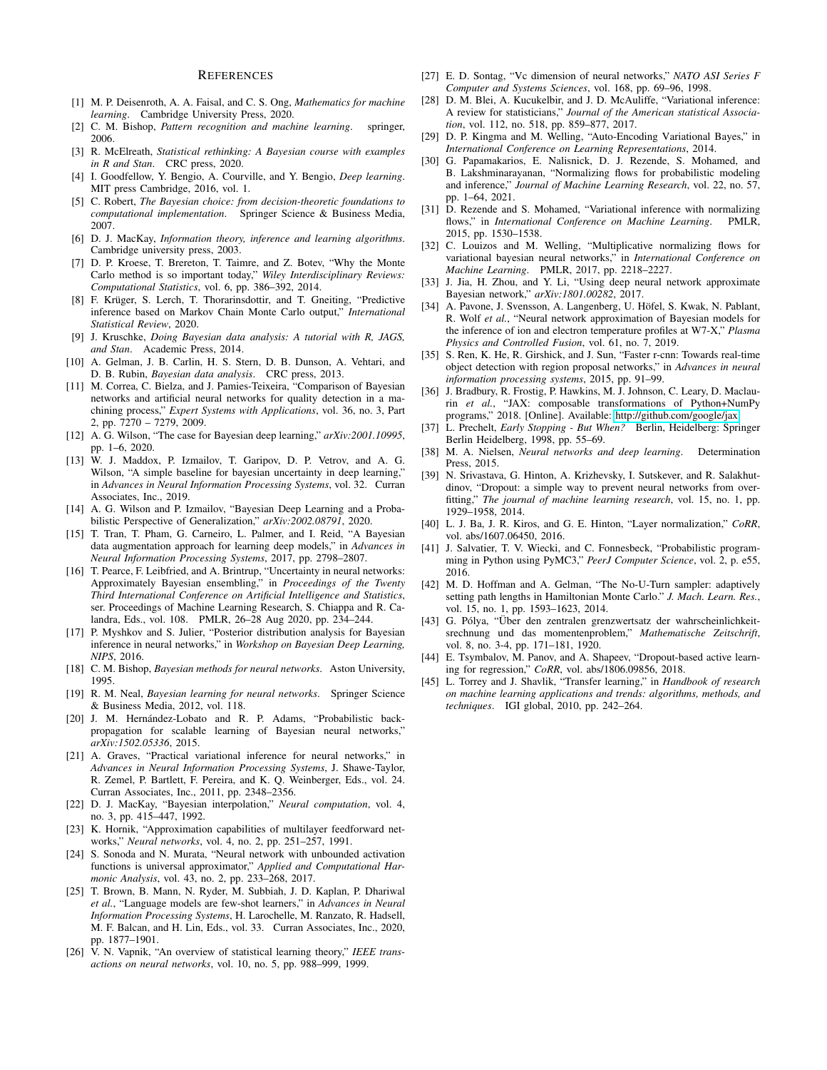## REFERENCES

[1] M. P. Deisenroth, A. A. Faisal, and C. S. Ong, *Mathematics for machine learning*. Cambridge University Press, 2020.

[2] C. M. Bishop, *Pattern recognition and machine learning*. springer, 2006.

[3] R. McElreath, *Statistical rethinking: A Bayesian course with examples in R and Stan*. CRC press, 2020.

[4] I. Goodfellow, Y. Bengio, A. Courville, and Y. Bengio, *Deep learning*. MIT press Cambridge, 2016, vol. 1.

[5] C. Robert, *The Bayesian choice: from decision-theoretic foundations to computational implementation*. Springer Science & Business Media, 2007.

[6] D. J. MacKay, *Information theory, inference and learning algorithms*. Cambridge university press, 2003.

[7] D. P. Kroese, T. Brereton, T. Taimre, and Z. Botev, "Why the Monte Carlo method is so important today," *Wiley Interdisciplinary Reviews: Computational Statistics*, vol. 6, pp. 386–392, 2014.

[8] F. Krüger, S. Lerch, T. Thorarinsdottir, and T. Gneiting, "Predictive inference based on Markov Chain Monte Carlo output," *International Statistical Review*, 2020.

[9] J. Kruschke, *Doing Bayesian data analysis: A tutorial with R, JAGS, and Stan*. Academic Press, 2014.

[10] A. Gelman, J. B. Carlin, H. S. Stern, D. B. Dunson, A. Vehtari, and D. B. Rubin, *Bayesian data analysis*. CRC press, 2013.

[11] M. Correa, C. Bielza, and J. Pamies-Teixeira, "Comparison of Bayesian networks and artificial neural networks for quality detection in a machining process," *Expert Systems with Applications*, vol. 36, no. 3, Part 2, pp. 7270 – 7279, 2009.

[12] A. G. Wilson, "The case for Bayesian deep learning," *arXiv:2001.10995*, pp. 1–6, 2020.

[13] W. J. Maddox, P. Izmailov, T. Garipov, D. P. Vetrov, and A. G. Wilson, "A simple baseline for bayesian uncertainty in deep learning," in *Advances in Neural Information Processing Systems*, vol. 32. Curran Associates, Inc., 2019.

[14] A. G. Wilson and P. Izmailov, "Bayesian Deep Learning and a Probabilistic Perspective of Generalization," *arXiv:2002.08791*, 2020.

[15] T. Tran, T. Pham, G. Carneiro, L. Palmer, and I. Reid, "A Bayesian data augmentation approach for learning deep models," in *Advances in Neural Information Processing Systems*, 2017, pp. 2798–2807.

[16] T. Pearce, F. Leibfried, and A. Brintrup, "Uncertainty in neural networks: Approximately Bayesian ensembling," in *Proceedings of the Twenty Third International Conference on Artificial Intelligence and Statistics*, ser. Proceedings of Machine Learning Research, S. Chiappa and R. Calandra, Eds., vol. 108. PMLR, 26–28 Aug 2020, pp. 234–244.

[17] P. Myshkov and S. Julier, "Posterior distribution analysis for Bayesian inference in neural networks," in *Workshop on Bayesian Deep Learning, NIPS*, 2016.

[18] C. M. Bishop, *Bayesian methods for neural networks*. Aston University, 1995.

[19] R. M. Neal, *Bayesian learning for neural networks*. Springer Science & Business Media, 2012, vol. 118.

[20] J. M. Hernández-Lobato and R. P. Adams, "Probabilistic backpropagation for scalable learning of Bayesian neural networks," *arXiv:1502.05336*, 2015.

[21] A. Graves, "Practical variational inference for neural networks," in *Advances in Neural Information Processing Systems*, J. Shawe-Taylor, R. Zemel, P. Bartlett, F. Pereira, and K. Q. Weinberger, Eds., vol. 24. Curran Associates, Inc., 2011, pp. 2348–2356.

[22] D. J. MacKay, "Bayesian interpolation," *Neural computation*, vol. 4, no. 3, pp. 415–447, 1992.

[23] K. Hornik, "Approximation capabilities of multilayer feedforward networks," *Neural networks*, vol. 4, no. 2, pp. 251–257, 1991.

[24] S. Sonoda and N. Murata, "Neural network with unbounded activation functions is universal approximator," *Applied and Computational Harmonic Analysis*, vol. 43, no. 2, pp. 233–268, 2017.

[25] T. Brown, B. Mann, N. Ryder, M. Subbiah, J. D. Kaplan, P. Dhariwal *et al.*, "Language models are few-shot learners," in *Advances in Neural Information Processing Systems*, H. Larochelle, M. Ranzato, R. Hadsell, M. F. Balcan, and H. Lin, Eds., vol. 33. Curran Associates, Inc., 2020, pp. 1877–1901.

[26] V. N. Vapnik, "An overview of statistical learning theory," *IEEE transactions on neural networks*, vol. 10, no. 5, pp. 988–999, 1999.

[27] E. D. Sontag, "Vc dimension of neural networks," *NATO ASI Series F Computer and Systems Sciences*, vol. 168, pp. 69–96, 1998.

[28] D. M. Blei, A. Kucukelbir, and J. D. McAuliffe, "Variational inference: A review for statisticians," *Journal of the American statistical Association*, vol. 112, no. 518, pp. 859–877, 2017.

[29] D. P. Kingma and M. Welling, "Auto-Encoding Variational Bayes," in *International Conference on Learning Representations*, 2014.

[30] G. Papamakarios, E. Nalisnick, D. J. Rezende, S. Mohamed, and B. Lakshminarayanan, "Normalizing flows for probabilistic modeling and inference," *Journal of Machine Learning Research*, vol. 22, no. 57, pp. 1–64, 2021.

[31] D. Rezende and S. Mohamed, "Variational inference with normalizing flows," in *International Conference on Machine Learning*. PMLR, 2015, pp. 1530–1538.

[32] C. Louizos and M. Welling, "Multiplicative normalizing flows for variational bayesian neural networks," in *International Conference on Machine Learning*. PMLR, 2017, pp. 2218–2227.

[33] J. Jia, H. Zhou, and Y. Li, "Using deep neural network approximate Bayesian network," *arXiv:1801.00282*, 2017.

[34] A. Pavone, J. Svensson, A. Langenberg, U. Höfel, S. Kwak, N. Pablant, R. Wolf *et al.*, "Neural network approximation of Bayesian models for the inference of ion and electron temperature profiles at W7-X," *Plasma Physics and Controlled Fusion*, vol. 61, no. 7, 2019.

[35] S. Ren, K. He, R. Girshick, and J. Sun, "Faster r-cnn: Towards real-time object detection with region proposal networks," in *Advances in neural information processing systems*, 2015, pp. 91–99.

[36] J. Bradbury, R. Frostig, P. Hawkins, M. J. Johnson, C. Leary, D. Maclaurin *et al.*, "JAX: composable transformations of Python+NumPy programs," 2018. [Online]. Available: http://github.com/google/jax

[37] L. Prechelt, *Early Stopping - But When?* Berlin, Heidelberg: Springer Berlin Heidelberg, 1998, pp. 55–69.

[38] M. A. Nielsen, *Neural networks and deep learning*. Determination Press, 2015.

[39] N. Srivastava, G. Hinton, A. Krizhevsky, I. Sutskever, and R. Salakhutdinov, "Dropout: a simple way to prevent neural networks from overfitting," *The journal of machine learning research*, vol. 15, no. 1, pp. 1929–1958, 2014.

[40] L. J. Ba, J. R. Kiros, and G. E. Hinton, "Layer normalization," *CoRR*, vol. abs/1607.06450, 2016.

[41] J. Salvatier, T. V. Wiecki, and C. Fonnesbeck, "Probabilistic programming in Python using PyMC3," *PeerJ Computer Science*, vol. 2, p. e55, 2016.

[42] M. D. Hoffman and A. Gelman, "The No-U-Turn sampler: adaptively setting path lengths in Hamiltonian Monte Carlo." *J. Mach. Learn. Res.*, vol. 15, no. 1, pp. 1593–1623, 2014.

[43] G. Pólya, "Über den zentralen grenzwertsatz der wahrscheinlichkeitsrechnung und das momentenproblem," *Mathematische Zeitschrift*, vol. 8, no. 3-4, pp. 171–181, 1920.

[44] E. Tsymbalov, M. Panov, and A. Shapeev, "Dropout-based active learning for regression," *CoRR*, vol. abs/1806.09856, 2018.

[45] L. Torrey and J. Shavlik, "Transfer learning," in *Handbook of research on machine learning applications and trends: algorithms, methods, and techniques*. IGI global, 2010, pp. 242–264.